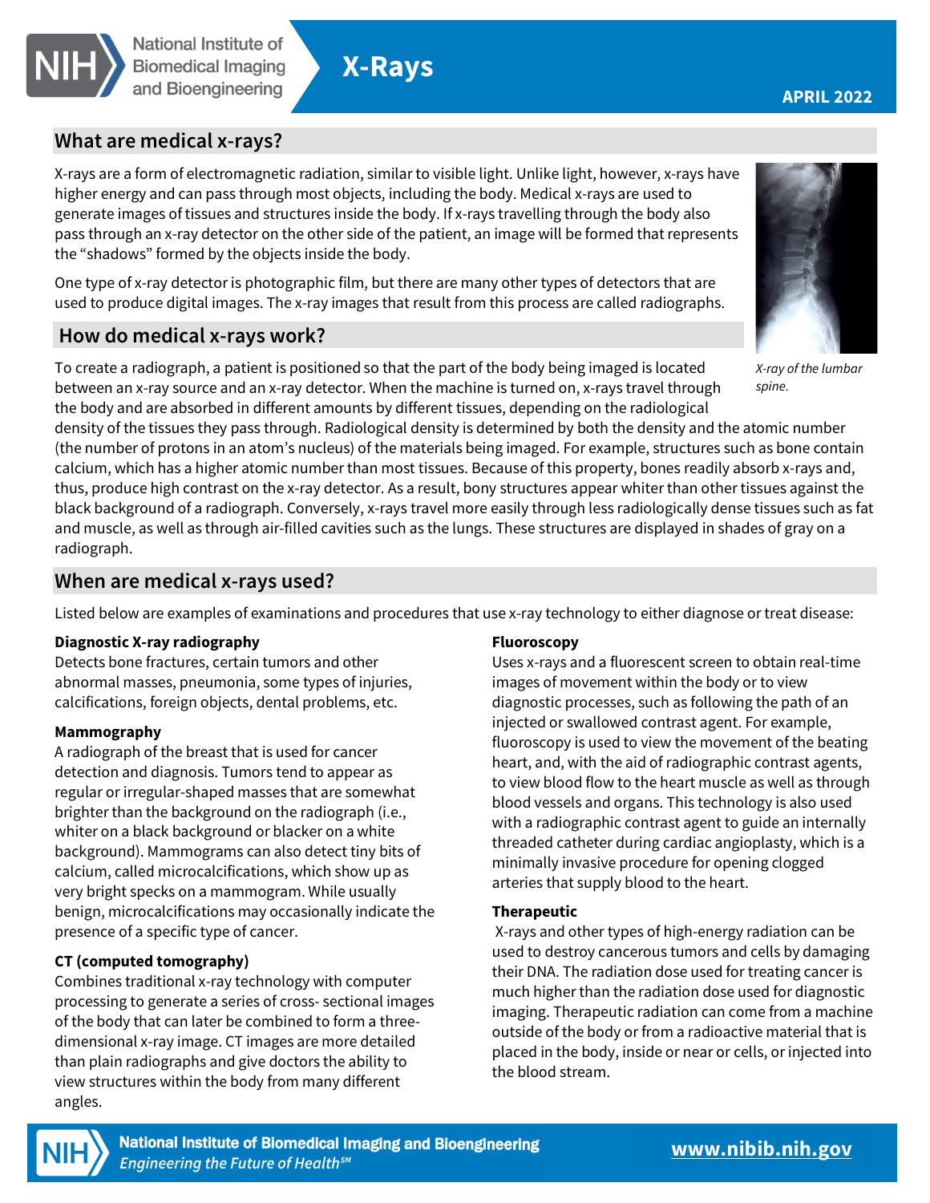# X-Rays

**APRIL 2022**

## What are medical x-rays?

X-rays are a form of electromagnetic radiation, similar to visible light. Unlike light, however, x-rays have higher energy and can pass through most objects, including the body. Medical x-rays are used to generate images of tissues and structures inside the body. If x-rays travelling through the body also pass through an x-ray detector on the other side of the patient, an image will be formed that represents the "shadows" formed by the objects inside the body.

One type of x-ray detector is photographic film, but there are many other types of detectors that are used to produce digital images. The x-ray images that result from this process are called radiographs.

*X-ray of the lumbar spine.*

## How do medical x-rays work?

To create a radiograph, a patient is positioned so that the part of the body being imaged is located between an x-ray source and an x-ray detector. When the machine is turned on, x-rays travel through the body and are absorbed in different amounts by different tissues, depending on the radiological density of the tissues they pass through. Radiological density is determined by both the density and the atomic number (the number of protons in an atom's nucleus) of the materials being imaged. For example, structures such as bone contain calcium, which has a higher atomic number than most tissues. Because of this property, bones readily absorb x-rays and, thus, produce high contrast on the x-ray detector. As a result, bony structures appear whiter than other tissues against the black background of a radiograph. Conversely, x-rays travel more easily through less radiologically dense tissues such as fat and muscle, as well as through air-filled cavities such as the lungs. These structures are displayed in shades of gray on a radiograph.

## When are medical x-rays used?

Listed below are examples of examinations and procedures that use x-ray technology to either diagnose or treat disease:

**Diagnostic X-ray radiography**
Detects bone fractures, certain tumors and other abnormal masses, pneumonia, some types of injuries, calcifications, foreign objects, dental problems, etc.

**Mammography**
A radiograph of the breast that is used for cancer detection and diagnosis. Tumors tend to appear as regular or irregular-shaped masses that are somewhat brighter than the background on the radiograph (i.e., whiter on a black background or blacker on a white background). Mammograms can also detect tiny bits of calcium, called microcalcifications, which show up as very bright specks on a mammogram. While usually benign, microcalcifications may occasionally indicate the presence of a specific type of cancer.

**CT (computed tomography)**
Combines traditional x-ray technology with computer processing to generate a series of cross- sectional images of the body that can later be combined to form a three-dimensional x-ray image. CT images are more detailed than plain radiographs and give doctors the ability to view structures within the body from many different angles.

**Fluoroscopy**
Uses x-rays and a fluorescent screen to obtain real-time images of movement within the body or to view diagnostic processes, such as following the path of an injected or swallowed contrast agent. For example, fluoroscopy is used to view the movement of the beating heart, and, with the aid of radiographic contrast agents, to view blood flow to the heart muscle as well as through blood vessels and organs. This technology is also used with a radiographic contrast agent to guide an internally threaded catheter during cardiac angioplasty, which is a minimally invasive procedure for opening clogged arteries that supply blood to the heart.

**Therapeutic**
X-rays and other types of high-energy radiation can be used to destroy cancerous tumors and cells by damaging their DNA. The radiation dose used for treating cancer is much higher than the radiation dose used for diagnostic imaging. Therapeutic radiation can come from a machine outside of the body or from a radioactive material that is placed in the body, inside or near or cells, or injected into the blood stream.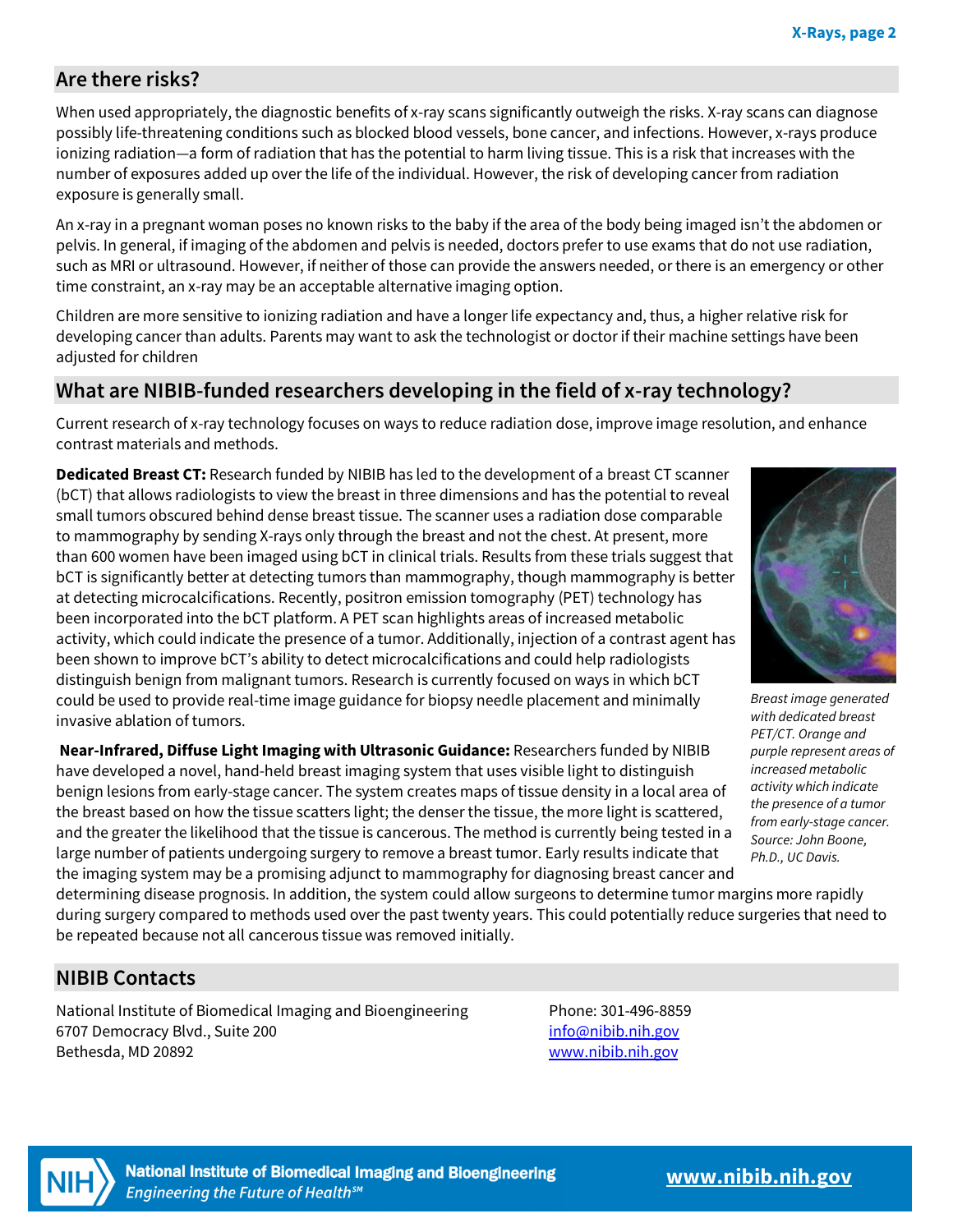## Are there risks?

When used appropriately, the diagnostic benefits of x-ray scans significantly outweigh the risks. X-ray scans can diagnose possibly life-threatening conditions such as blocked blood vessels, bone cancer, and infections. However, x-rays produce ionizing radiation—a form of radiation that has the potential to harm living tissue. This is a risk that increases with the number of exposures added up over the life of the individual. However, the risk of developing cancer from radiation exposure is generally small.

An x-ray in a pregnant woman poses no known risks to the baby if the area of the body being imaged isn't the abdomen or pelvis. In general, if imaging of the abdomen and pelvis is needed, doctors prefer to use exams that do not use radiation, such as MRI or ultrasound. However, if neither of those can provide the answers needed, or there is an emergency or other time constraint, an x-ray may be an acceptable alternative imaging option.

Children are more sensitive to ionizing radiation and have a longer life expectancy and, thus, a higher relative risk for developing cancer than adults. Parents may want to ask the technologist or doctor if their machine settings have been adjusted for children

## What are NIBIB-funded researchers developing in the field of x-ray technology?

Current research of x-ray technology focuses on ways to reduce radiation dose, improve image resolution, and enhance contrast materials and methods.

**Dedicated Breast CT:** Research funded by NIBIB has led to the development of a breast CT scanner (bCT) that allows radiologists to view the breast in three dimensions and has the potential to reveal small tumors obscured behind dense breast tissue. The scanner uses a radiation dose comparable to mammography by sending X-rays only through the breast and not the chest. At present, more than 600 women have been imaged using bCT in clinical trials. Results from these trials suggest that bCT is significantly better at detecting tumors than mammography, though mammography is better at detecting microcalcifications. Recently, positron emission tomography (PET) technology has been incorporated into the bCT platform. A PET scan highlights areas of increased metabolic activity, which could indicate the presence of a tumor. Additionally, injection of a contrast agent has been shown to improve bCT's ability to detect microcalcifications and could help radiologists distinguish benign from malignant tumors. Research is currently focused on ways in which bCT could be used to provide real-time image guidance for biopsy needle placement and minimally invasive ablation of tumors.

*Breast image generated with dedicated breast PET/CT. Orange and purple represent areas of increased metabolic activity which indicate the presence of a tumor from early-stage cancer. Source: John Boone, Ph.D., UC Davis.*

**Near-Infrared, Diffuse Light Imaging with Ultrasonic Guidance:** Researchers funded by NIBIB have developed a novel, hand-held breast imaging system that uses visible light to distinguish benign lesions from early-stage cancer. The system creates maps of tissue density in a local area of the breast based on how the tissue scatters light; the denser the tissue, the more light is scattered, and the greater the likelihood that the tissue is cancerous. The method is currently being tested in a large number of patients undergoing surgery to remove a breast tumor. Early results indicate that the imaging system may be a promising adjunct to mammography for diagnosing breast cancer and determining disease prognosis. In addition, the system could allow surgeons to determine tumor margins more rapidly during surgery compared to methods used over the past twenty years. This could potentially reduce surgeries that need to be repeated because not all cancerous tissue was removed initially.

## NIBIB Contacts

National Institute of Biomedical Imaging and Bioengineering
6707 Democracy Blvd., Suite 200
Bethesda, MD 20892

Phone: 301-496-8859
info@nibib.nih.gov
www.nibib.nih.gov